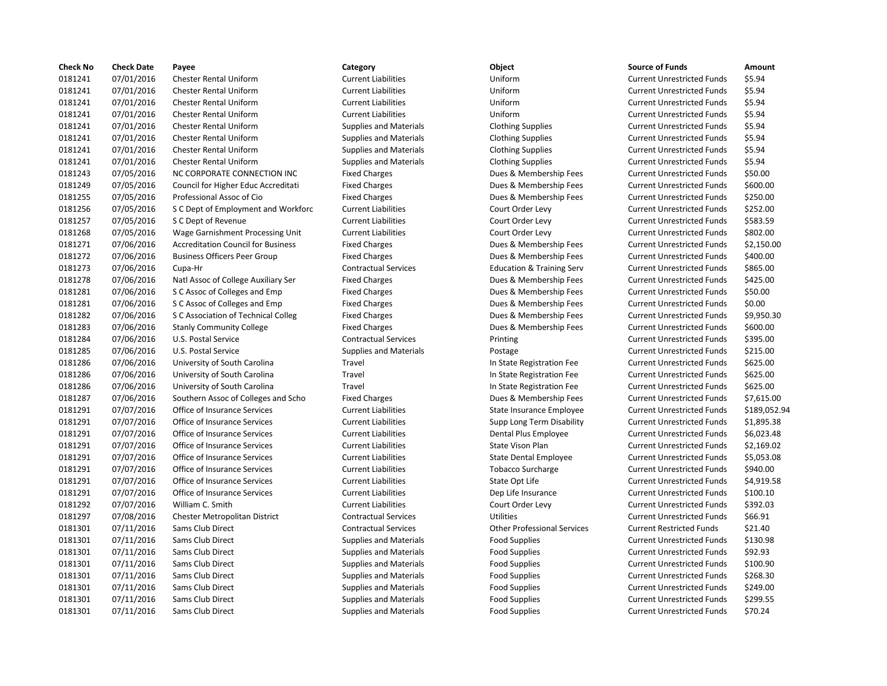| Check No | Check Date | Payee | Category | Object | Source of Funds | Amount |
|---|---|---|---|---|---|---|
| 0181241 | 07/01/2016 | Chester Rental Uniform | Current Liabilities | Uniform | Current Unrestricted Funds | $5.94 |
| 0181241 | 07/01/2016 | Chester Rental Uniform | Current Liabilities | Uniform | Current Unrestricted Funds | $5.94 |
| 0181241 | 07/01/2016 | Chester Rental Uniform | Current Liabilities | Uniform | Current Unrestricted Funds | $5.94 |
| 0181241 | 07/01/2016 | Chester Rental Uniform | Current Liabilities | Uniform | Current Unrestricted Funds | $5.94 |
| 0181241 | 07/01/2016 | Chester Rental Uniform | Supplies and Materials | Clothing Supplies | Current Unrestricted Funds | $5.94 |
| 0181241 | 07/01/2016 | Chester Rental Uniform | Supplies and Materials | Clothing Supplies | Current Unrestricted Funds | $5.94 |
| 0181241 | 07/01/2016 | Chester Rental Uniform | Supplies and Materials | Clothing Supplies | Current Unrestricted Funds | $5.94 |
| 0181241 | 07/01/2016 | Chester Rental Uniform | Supplies and Materials | Clothing Supplies | Current Unrestricted Funds | $5.94 |
| 0181243 | 07/05/2016 | NC CORPORATE CONNECTION INC | Fixed Charges | Dues & Membership Fees | Current Unrestricted Funds | $50.00 |
| 0181249 | 07/05/2016 | Council for Higher Educ Accreditati | Fixed Charges | Dues & Membership Fees | Current Unrestricted Funds | $600.00 |
| 0181255 | 07/05/2016 | Professional Assoc of Cio | Fixed Charges | Dues & Membership Fees | Current Unrestricted Funds | $250.00 |
| 0181256 | 07/05/2016 | S C Dept of Employment and Workforc | Current Liabilities | Court Order Levy | Current Unrestricted Funds | $252.00 |
| 0181257 | 07/05/2016 | S C Dept of Revenue | Current Liabilities | Court Order Levy | Current Unrestricted Funds | $583.59 |
| 0181268 | 07/05/2016 | Wage Garnishment Processing Unit | Current Liabilities | Court Order Levy | Current Unrestricted Funds | $802.00 |
| 0181271 | 07/06/2016 | Accreditation Council for Business | Fixed Charges | Dues & Membership Fees | Current Unrestricted Funds | $2,150.00 |
| 0181272 | 07/06/2016 | Business Officers Peer Group | Fixed Charges | Dues & Membership Fees | Current Unrestricted Funds | $400.00 |
| 0181273 | 07/06/2016 | Cupa-Hr | Contractual Services | Education & Training Serv | Current Unrestricted Funds | $865.00 |
| 0181278 | 07/06/2016 | Natl Assoc of College Auxiliary Ser | Fixed Charges | Dues & Membership Fees | Current Unrestricted Funds | $425.00 |
| 0181281 | 07/06/2016 | S C Assoc of Colleges and Emp | Fixed Charges | Dues & Membership Fees | Current Unrestricted Funds | $50.00 |
| 0181281 | 07/06/2016 | S C Assoc of Colleges and Emp | Fixed Charges | Dues & Membership Fees | Current Unrestricted Funds | $0.00 |
| 0181282 | 07/06/2016 | S C Association of Technical Colleg | Fixed Charges | Dues & Membership Fees | Current Unrestricted Funds | $9,950.30 |
| 0181283 | 07/06/2016 | Stanly Community College | Fixed Charges | Dues & Membership Fees | Current Unrestricted Funds | $600.00 |
| 0181284 | 07/06/2016 | U.S. Postal Service | Contractual Services | Printing | Current Unrestricted Funds | $395.00 |
| 0181285 | 07/06/2016 | U.S. Postal Service | Supplies and Materials | Postage | Current Unrestricted Funds | $215.00 |
| 0181286 | 07/06/2016 | University of South Carolina | Travel | In State Registration Fee | Current Unrestricted Funds | $625.00 |
| 0181286 | 07/06/2016 | University of South Carolina | Travel | In State Registration Fee | Current Unrestricted Funds | $625.00 |
| 0181286 | 07/06/2016 | University of South Carolina | Travel | In State Registration Fee | Current Unrestricted Funds | $625.00 |
| 0181287 | 07/06/2016 | Southern Assoc of Colleges and Scho | Fixed Charges | Dues & Membership Fees | Current Unrestricted Funds | $7,615.00 |
| 0181291 | 07/07/2016 | Office of Insurance Services | Current Liabilities | State Insurance Employee | Current Unrestricted Funds | $189,052.94 |
| 0181291 | 07/07/2016 | Office of Insurance Services | Current Liabilities | Supp Long Term Disability | Current Unrestricted Funds | $1,895.38 |
| 0181291 | 07/07/2016 | Office of Insurance Services | Current Liabilities | Dental Plus Employee | Current Unrestricted Funds | $6,023.48 |
| 0181291 | 07/07/2016 | Office of Insurance Services | Current Liabilities | State Vison Plan | Current Unrestricted Funds | $2,169.02 |
| 0181291 | 07/07/2016 | Office of Insurance Services | Current Liabilities | State Dental Employee | Current Unrestricted Funds | $5,053.08 |
| 0181291 | 07/07/2016 | Office of Insurance Services | Current Liabilities | Tobacco Surcharge | Current Unrestricted Funds | $940.00 |
| 0181291 | 07/07/2016 | Office of Insurance Services | Current Liabilities | State Opt Life | Current Unrestricted Funds | $4,919.58 |
| 0181291 | 07/07/2016 | Office of Insurance Services | Current Liabilities | Dep Life Insurance | Current Unrestricted Funds | $100.10 |
| 0181292 | 07/07/2016 | William C. Smith | Current Liabilities | Court Order Levy | Current Unrestricted Funds | $392.03 |
| 0181297 | 07/08/2016 | Chester Metropolitan District | Contractual Services | Utilities | Current Unrestricted Funds | $66.91 |
| 0181301 | 07/11/2016 | Sams Club Direct | Contractual Services | Other Professional Services | Current Restricted Funds | $21.40 |
| 0181301 | 07/11/2016 | Sams Club Direct | Supplies and Materials | Food Supplies | Current Unrestricted Funds | $130.98 |
| 0181301 | 07/11/2016 | Sams Club Direct | Supplies and Materials | Food Supplies | Current Unrestricted Funds | $92.93 |
| 0181301 | 07/11/2016 | Sams Club Direct | Supplies and Materials | Food Supplies | Current Unrestricted Funds | $100.90 |
| 0181301 | 07/11/2016 | Sams Club Direct | Supplies and Materials | Food Supplies | Current Unrestricted Funds | $268.30 |
| 0181301 | 07/11/2016 | Sams Club Direct | Supplies and Materials | Food Supplies | Current Unrestricted Funds | $249.00 |
| 0181301 | 07/11/2016 | Sams Club Direct | Supplies and Materials | Food Supplies | Current Unrestricted Funds | $299.55 |
| 0181301 | 07/11/2016 | Sams Club Direct | Supplies and Materials | Food Supplies | Current Unrestricted Funds | $70.24 |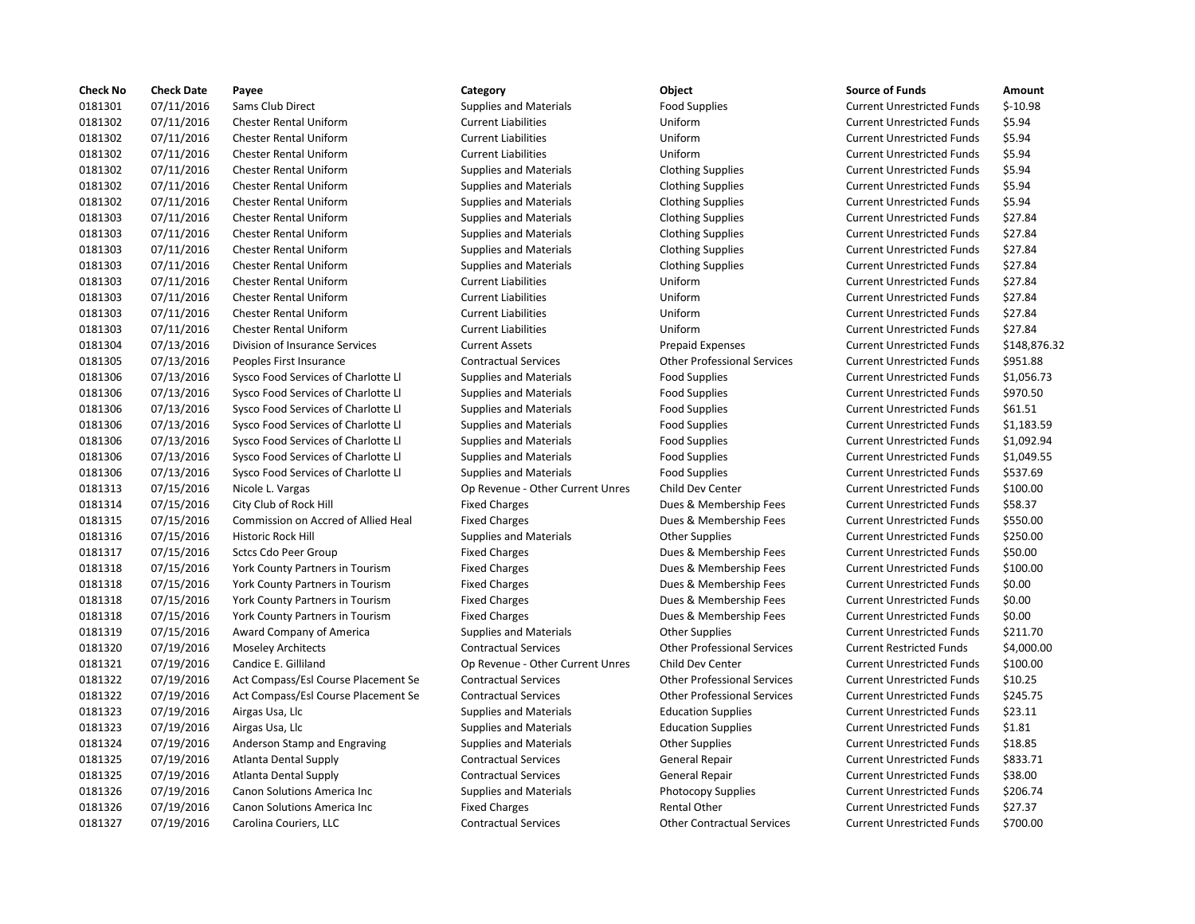| Check No | Check Date | Payee | Category | Object | Source of Funds | Amount |
| --- | --- | --- | --- | --- | --- | --- |
| 0181301 | 07/11/2016 | Sams Club Direct | Supplies and Materials | Food Supplies | Current Unrestricted Funds | $-10.98 |
| 0181302 | 07/11/2016 | Chester Rental Uniform | Current Liabilities | Uniform | Current Unrestricted Funds | $5.94 |
| 0181302 | 07/11/2016 | Chester Rental Uniform | Current Liabilities | Uniform | Current Unrestricted Funds | $5.94 |
| 0181302 | 07/11/2016 | Chester Rental Uniform | Current Liabilities | Uniform | Current Unrestricted Funds | $5.94 |
| 0181302 | 07/11/2016 | Chester Rental Uniform | Supplies and Materials | Clothing Supplies | Current Unrestricted Funds | $5.94 |
| 0181302 | 07/11/2016 | Chester Rental Uniform | Supplies and Materials | Clothing Supplies | Current Unrestricted Funds | $5.94 |
| 0181302 | 07/11/2016 | Chester Rental Uniform | Supplies and Materials | Clothing Supplies | Current Unrestricted Funds | $5.94 |
| 0181303 | 07/11/2016 | Chester Rental Uniform | Supplies and Materials | Clothing Supplies | Current Unrestricted Funds | $27.84 |
| 0181303 | 07/11/2016 | Chester Rental Uniform | Supplies and Materials | Clothing Supplies | Current Unrestricted Funds | $27.84 |
| 0181303 | 07/11/2016 | Chester Rental Uniform | Supplies and Materials | Clothing Supplies | Current Unrestricted Funds | $27.84 |
| 0181303 | 07/11/2016 | Chester Rental Uniform | Supplies and Materials | Clothing Supplies | Current Unrestricted Funds | $27.84 |
| 0181303 | 07/11/2016 | Chester Rental Uniform | Current Liabilities | Uniform | Current Unrestricted Funds | $27.84 |
| 0181303 | 07/11/2016 | Chester Rental Uniform | Current Liabilities | Uniform | Current Unrestricted Funds | $27.84 |
| 0181303 | 07/11/2016 | Chester Rental Uniform | Current Liabilities | Uniform | Current Unrestricted Funds | $27.84 |
| 0181303 | 07/11/2016 | Chester Rental Uniform | Current Liabilities | Uniform | Current Unrestricted Funds | $27.84 |
| 0181304 | 07/13/2016 | Division of Insurance Services | Current Assets | Prepaid Expenses | Current Unrestricted Funds | $148,876.32 |
| 0181305 | 07/13/2016 | Peoples First Insurance | Contractual Services | Other Professional Services | Current Unrestricted Funds | $951.88 |
| 0181306 | 07/13/2016 | Sysco Food Services of Charlotte Ll | Supplies and Materials | Food Supplies | Current Unrestricted Funds | $1,056.73 |
| 0181306 | 07/13/2016 | Sysco Food Services of Charlotte Ll | Supplies and Materials | Food Supplies | Current Unrestricted Funds | $970.50 |
| 0181306 | 07/13/2016 | Sysco Food Services of Charlotte Ll | Supplies and Materials | Food Supplies | Current Unrestricted Funds | $61.51 |
| 0181306 | 07/13/2016 | Sysco Food Services of Charlotte Ll | Supplies and Materials | Food Supplies | Current Unrestricted Funds | $1,183.59 |
| 0181306 | 07/13/2016 | Sysco Food Services of Charlotte Ll | Supplies and Materials | Food Supplies | Current Unrestricted Funds | $1,092.94 |
| 0181306 | 07/13/2016 | Sysco Food Services of Charlotte Ll | Supplies and Materials | Food Supplies | Current Unrestricted Funds | $1,049.55 |
| 0181306 | 07/13/2016 | Sysco Food Services of Charlotte Ll | Supplies and Materials | Food Supplies | Current Unrestricted Funds | $537.69 |
| 0181313 | 07/15/2016 | Nicole L. Vargas | Op Revenue - Other Current Unres | Child Dev Center | Current Unrestricted Funds | $100.00 |
| 0181314 | 07/15/2016 | City Club of Rock Hill | Fixed Charges | Dues & Membership Fees | Current Unrestricted Funds | $58.37 |
| 0181315 | 07/15/2016 | Commission on Accred of Allied Heal | Fixed Charges | Dues & Membership Fees | Current Unrestricted Funds | $550.00 |
| 0181316 | 07/15/2016 | Historic Rock Hill | Supplies and Materials | Other Supplies | Current Unrestricted Funds | $250.00 |
| 0181317 | 07/15/2016 | Sctcs Cdo Peer Group | Fixed Charges | Dues & Membership Fees | Current Unrestricted Funds | $50.00 |
| 0181318 | 07/15/2016 | York County Partners in Tourism | Fixed Charges | Dues & Membership Fees | Current Unrestricted Funds | $100.00 |
| 0181318 | 07/15/2016 | York County Partners in Tourism | Fixed Charges | Dues & Membership Fees | Current Unrestricted Funds | $0.00 |
| 0181318 | 07/15/2016 | York County Partners in Tourism | Fixed Charges | Dues & Membership Fees | Current Unrestricted Funds | $0.00 |
| 0181318 | 07/15/2016 | York County Partners in Tourism | Fixed Charges | Dues & Membership Fees | Current Unrestricted Funds | $0.00 |
| 0181319 | 07/15/2016 | Award Company of America | Supplies and Materials | Other Supplies | Current Unrestricted Funds | $211.70 |
| 0181320 | 07/19/2016 | Moseley Architects | Contractual Services | Other Professional Services | Current Restricted Funds | $4,000.00 |
| 0181321 | 07/19/2016 | Candice E. Gilliland | Op Revenue - Other Current Unres | Child Dev Center | Current Unrestricted Funds | $100.00 |
| 0181322 | 07/19/2016 | Act Compass/Esl Course Placement Se | Contractual Services | Other Professional Services | Current Unrestricted Funds | $10.25 |
| 0181322 | 07/19/2016 | Act Compass/Esl Course Placement Se | Contractual Services | Other Professional Services | Current Unrestricted Funds | $245.75 |
| 0181323 | 07/19/2016 | Airgas Usa, Llc | Supplies and Materials | Education Supplies | Current Unrestricted Funds | $23.11 |
| 0181323 | 07/19/2016 | Airgas Usa, Llc | Supplies and Materials | Education Supplies | Current Unrestricted Funds | $1.81 |
| 0181324 | 07/19/2016 | Anderson Stamp and Engraving | Supplies and Materials | Other Supplies | Current Unrestricted Funds | $18.85 |
| 0181325 | 07/19/2016 | Atlanta Dental Supply | Contractual Services | General Repair | Current Unrestricted Funds | $833.71 |
| 0181325 | 07/19/2016 | Atlanta Dental Supply | Contractual Services | General Repair | Current Unrestricted Funds | $38.00 |
| 0181326 | 07/19/2016 | Canon Solutions America Inc | Supplies and Materials | Photocopy Supplies | Current Unrestricted Funds | $206.74 |
| 0181326 | 07/19/2016 | Canon Solutions America Inc | Fixed Charges | Rental Other | Current Unrestricted Funds | $27.37 |
| 0181327 | 07/19/2016 | Carolina Couriers, LLC | Contractual Services | Other Contractual Services | Current Unrestricted Funds | $700.00 |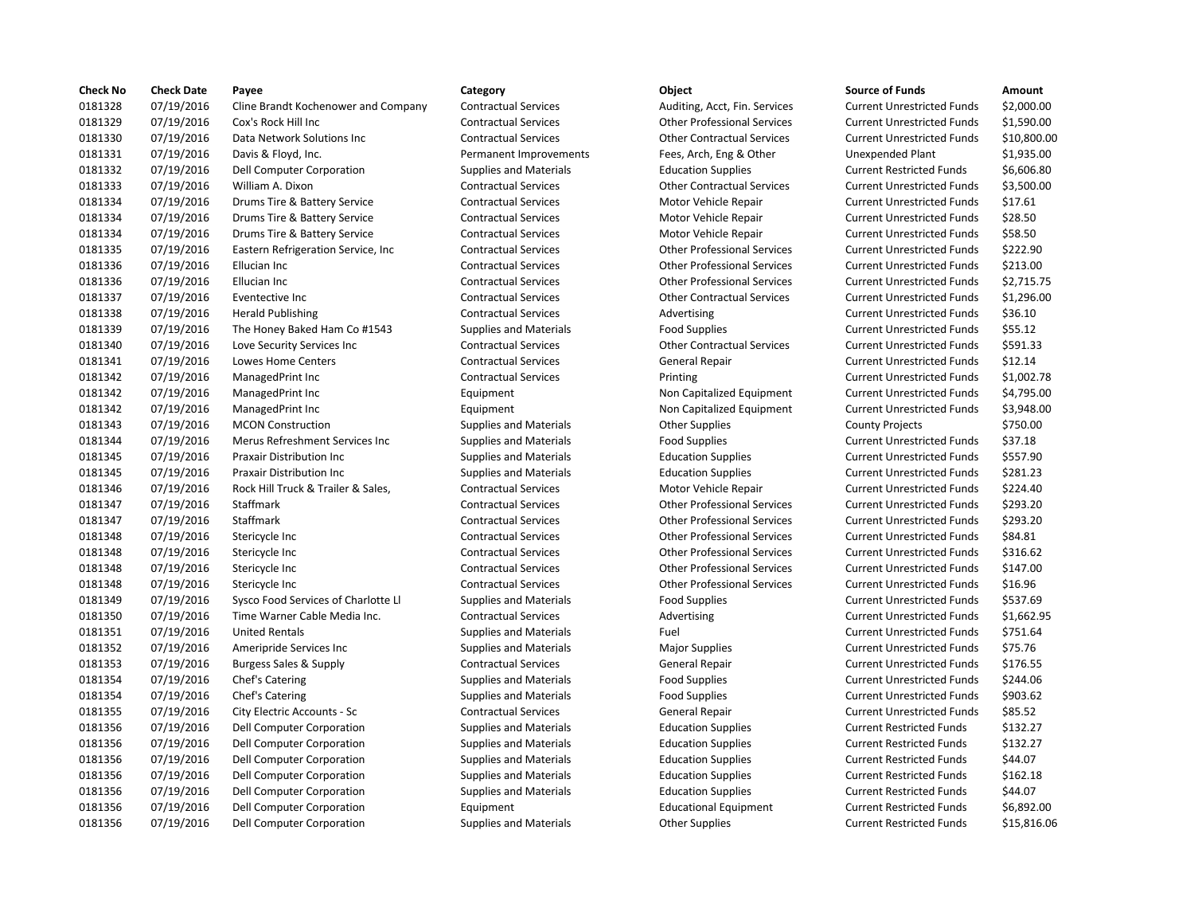| Check No | Check Date | Payee | Category | Object | Source of Funds | Amount |
|---|---|---|---|---|---|---|
| 0181328 | 07/19/2016 | Cline Brandt Kochenower and Company | Contractual Services | Auditing, Acct, Fin. Services | Current Unrestricted Funds | $2,000.00 |
| 0181329 | 07/19/2016 | Cox's Rock Hill Inc | Contractual Services | Other Professional Services | Current Unrestricted Funds | $1,590.00 |
| 0181330 | 07/19/2016 | Data Network Solutions Inc | Contractual Services | Other Contractual Services | Current Unrestricted Funds | $10,800.00 |
| 0181331 | 07/19/2016 | Davis & Floyd, Inc. | Permanent Improvements | Fees, Arch, Eng & Other | Unexpended Plant | $1,935.00 |
| 0181332 | 07/19/2016 | Dell Computer Corporation | Supplies and Materials | Education Supplies | Current Restricted Funds | $6,606.80 |
| 0181333 | 07/19/2016 | William A. Dixon | Contractual Services | Other Contractual Services | Current Unrestricted Funds | $3,500.00 |
| 0181334 | 07/19/2016 | Drums Tire & Battery Service | Contractual Services | Motor Vehicle Repair | Current Unrestricted Funds | $17.61 |
| 0181334 | 07/19/2016 | Drums Tire & Battery Service | Contractual Services | Motor Vehicle Repair | Current Unrestricted Funds | $28.50 |
| 0181334 | 07/19/2016 | Drums Tire & Battery Service | Contractual Services | Motor Vehicle Repair | Current Unrestricted Funds | $58.50 |
| 0181335 | 07/19/2016 | Eastern Refrigeration Service, Inc | Contractual Services | Other Professional Services | Current Unrestricted Funds | $222.90 |
| 0181336 | 07/19/2016 | Ellucian Inc | Contractual Services | Other Professional Services | Current Unrestricted Funds | $213.00 |
| 0181336 | 07/19/2016 | Ellucian Inc | Contractual Services | Other Professional Services | Current Unrestricted Funds | $2,715.75 |
| 0181337 | 07/19/2016 | Eventective Inc | Contractual Services | Other Contractual Services | Current Unrestricted Funds | $1,296.00 |
| 0181338 | 07/19/2016 | Herald Publishing | Contractual Services | Advertising | Current Unrestricted Funds | $36.10 |
| 0181339 | 07/19/2016 | The Honey Baked Ham Co #1543 | Supplies and Materials | Food Supplies | Current Unrestricted Funds | $55.12 |
| 0181340 | 07/19/2016 | Love Security Services Inc | Contractual Services | Other Contractual Services | Current Unrestricted Funds | $591.33 |
| 0181341 | 07/19/2016 | Lowes Home Centers | Contractual Services | General Repair | Current Unrestricted Funds | $12.14 |
| 0181342 | 07/19/2016 | ManagedPrint Inc | Contractual Services | Printing | Current Unrestricted Funds | $1,002.78 |
| 0181342 | 07/19/2016 | ManagedPrint Inc | Equipment | Non Capitalized Equipment | Current Unrestricted Funds | $4,795.00 |
| 0181342 | 07/19/2016 | ManagedPrint Inc | Equipment | Non Capitalized Equipment | Current Unrestricted Funds | $3,948.00 |
| 0181343 | 07/19/2016 | MCON Construction | Supplies and Materials | Other Supplies | County Projects | $750.00 |
| 0181344 | 07/19/2016 | Merus Refreshment Services Inc | Supplies and Materials | Food Supplies | Current Unrestricted Funds | $37.18 |
| 0181345 | 07/19/2016 | Praxair Distribution Inc | Supplies and Materials | Education Supplies | Current Unrestricted Funds | $557.90 |
| 0181345 | 07/19/2016 | Praxair Distribution Inc | Supplies and Materials | Education Supplies | Current Unrestricted Funds | $281.23 |
| 0181346 | 07/19/2016 | Rock Hill Truck & Trailer & Sales, | Contractual Services | Motor Vehicle Repair | Current Unrestricted Funds | $224.40 |
| 0181347 | 07/19/2016 | Staffmark | Contractual Services | Other Professional Services | Current Unrestricted Funds | $293.20 |
| 0181347 | 07/19/2016 | Staffmark | Contractual Services | Other Professional Services | Current Unrestricted Funds | $293.20 |
| 0181348 | 07/19/2016 | Stericycle Inc | Contractual Services | Other Professional Services | Current Unrestricted Funds | $84.81 |
| 0181348 | 07/19/2016 | Stericycle Inc | Contractual Services | Other Professional Services | Current Unrestricted Funds | $316.62 |
| 0181348 | 07/19/2016 | Stericycle Inc | Contractual Services | Other Professional Services | Current Unrestricted Funds | $147.00 |
| 0181348 | 07/19/2016 | Stericycle Inc | Contractual Services | Other Professional Services | Current Unrestricted Funds | $16.96 |
| 0181349 | 07/19/2016 | Sysco Food Services of Charlotte Ll | Supplies and Materials | Food Supplies | Current Unrestricted Funds | $537.69 |
| 0181350 | 07/19/2016 | Time Warner Cable Media Inc. | Contractual Services | Advertising | Current Unrestricted Funds | $1,662.95 |
| 0181351 | 07/19/2016 | United Rentals | Supplies and Materials | Fuel | Current Unrestricted Funds | $751.64 |
| 0181352 | 07/19/2016 | Ameripride Services Inc | Supplies and Materials | Major Supplies | Current Unrestricted Funds | $75.76 |
| 0181353 | 07/19/2016 | Burgess Sales & Supply | Contractual Services | General Repair | Current Unrestricted Funds | $176.55 |
| 0181354 | 07/19/2016 | Chef's Catering | Supplies and Materials | Food Supplies | Current Unrestricted Funds | $244.06 |
| 0181354 | 07/19/2016 | Chef's Catering | Supplies and Materials | Food Supplies | Current Unrestricted Funds | $903.62 |
| 0181355 | 07/19/2016 | City Electric Accounts - Sc | Contractual Services | General Repair | Current Unrestricted Funds | $85.52 |
| 0181356 | 07/19/2016 | Dell Computer Corporation | Supplies and Materials | Education Supplies | Current Restricted Funds | $132.27 |
| 0181356 | 07/19/2016 | Dell Computer Corporation | Supplies and Materials | Education Supplies | Current Restricted Funds | $132.27 |
| 0181356 | 07/19/2016 | Dell Computer Corporation | Supplies and Materials | Education Supplies | Current Restricted Funds | $44.07 |
| 0181356 | 07/19/2016 | Dell Computer Corporation | Supplies and Materials | Education Supplies | Current Restricted Funds | $162.18 |
| 0181356 | 07/19/2016 | Dell Computer Corporation | Supplies and Materials | Education Supplies | Current Restricted Funds | $44.07 |
| 0181356 | 07/19/2016 | Dell Computer Corporation | Equipment | Educational Equipment | Current Restricted Funds | $6,892.00 |
| 0181356 | 07/19/2016 | Dell Computer Corporation | Supplies and Materials | Other Supplies | Current Restricted Funds | $15,816.06 |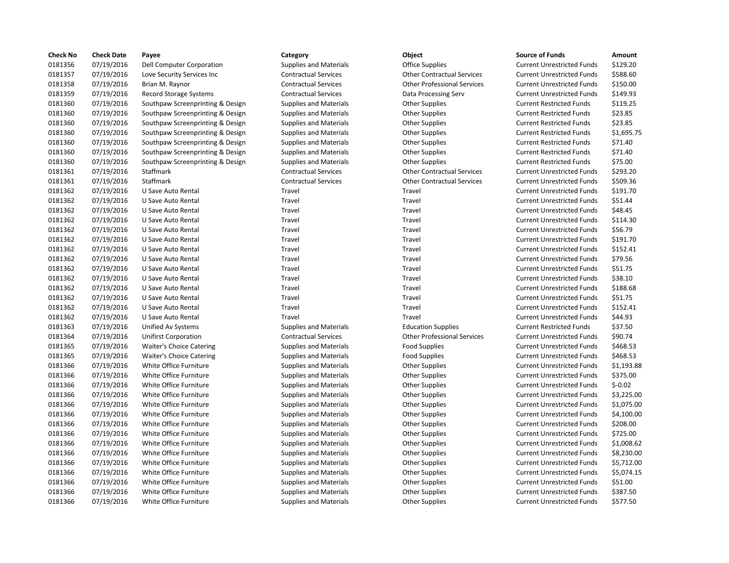| Check No | Check Date | Payee | Category | Object | Source of Funds | Amount |
|---|---|---|---|---|---|---|
| 0181356 | 07/19/2016 | Dell Computer Corporation | Supplies and Materials | Office Supplies | Current Unrestricted Funds | $129.20 |
| 0181357 | 07/19/2016 | Love Security Services Inc | Contractual Services | Other Contractual Services | Current Unrestricted Funds | $588.60 |
| 0181358 | 07/19/2016 | Brian M. Raynor | Contractual Services | Other Professional Services | Current Unrestricted Funds | $150.00 |
| 0181359 | 07/19/2016 | Record Storage Systems | Contractual Services | Data Processing Serv | Current Unrestricted Funds | $149.93 |
| 0181360 | 07/19/2016 | Southpaw Screenprinting & Design | Supplies and Materials | Other Supplies | Current Restricted Funds | $119.25 |
| 0181360 | 07/19/2016 | Southpaw Screenprinting & Design | Supplies and Materials | Other Supplies | Current Restricted Funds | $23.85 |
| 0181360 | 07/19/2016 | Southpaw Screenprinting & Design | Supplies and Materials | Other Supplies | Current Restricted Funds | $23.85 |
| 0181360 | 07/19/2016 | Southpaw Screenprinting & Design | Supplies and Materials | Other Supplies | Current Restricted Funds | $1,695.75 |
| 0181360 | 07/19/2016 | Southpaw Screenprinting & Design | Supplies and Materials | Other Supplies | Current Restricted Funds | $71.40 |
| 0181360 | 07/19/2016 | Southpaw Screenprinting & Design | Supplies and Materials | Other Supplies | Current Restricted Funds | $71.40 |
| 0181360 | 07/19/2016 | Southpaw Screenprinting & Design | Supplies and Materials | Other Supplies | Current Restricted Funds | $75.00 |
| 0181361 | 07/19/2016 | Staffmark | Contractual Services | Other Contractual Services | Current Unrestricted Funds | $293.20 |
| 0181361 | 07/19/2016 | Staffmark | Contractual Services | Other Contractual Services | Current Unrestricted Funds | $509.36 |
| 0181362 | 07/19/2016 | U Save Auto Rental | Travel | Travel | Current Unrestricted Funds | $191.70 |
| 0181362 | 07/19/2016 | U Save Auto Rental | Travel | Travel | Current Unrestricted Funds | $51.44 |
| 0181362 | 07/19/2016 | U Save Auto Rental | Travel | Travel | Current Unrestricted Funds | $48.45 |
| 0181362 | 07/19/2016 | U Save Auto Rental | Travel | Travel | Current Unrestricted Funds | $114.30 |
| 0181362 | 07/19/2016 | U Save Auto Rental | Travel | Travel | Current Unrestricted Funds | $56.79 |
| 0181362 | 07/19/2016 | U Save Auto Rental | Travel | Travel | Current Unrestricted Funds | $191.70 |
| 0181362 | 07/19/2016 | U Save Auto Rental | Travel | Travel | Current Unrestricted Funds | $152.41 |
| 0181362 | 07/19/2016 | U Save Auto Rental | Travel | Travel | Current Unrestricted Funds | $79.56 |
| 0181362 | 07/19/2016 | U Save Auto Rental | Travel | Travel | Current Unrestricted Funds | $51.75 |
| 0181362 | 07/19/2016 | U Save Auto Rental | Travel | Travel | Current Unrestricted Funds | $38.10 |
| 0181362 | 07/19/2016 | U Save Auto Rental | Travel | Travel | Current Unrestricted Funds | $188.68 |
| 0181362 | 07/19/2016 | U Save Auto Rental | Travel | Travel | Current Unrestricted Funds | $51.75 |
| 0181362 | 07/19/2016 | U Save Auto Rental | Travel | Travel | Current Unrestricted Funds | $152.41 |
| 0181362 | 07/19/2016 | U Save Auto Rental | Travel | Travel | Current Unrestricted Funds | $44.93 |
| 0181363 | 07/19/2016 | Unified Av Systems | Supplies and Materials | Education Supplies | Current Restricted Funds | $37.50 |
| 0181364 | 07/19/2016 | Unifirst Corporation | Contractual Services | Other Professional Services | Current Unrestricted Funds | $90.74 |
| 0181365 | 07/19/2016 | Waiter's Choice Catering | Supplies and Materials | Food Supplies | Current Unrestricted Funds | $468.53 |
| 0181365 | 07/19/2016 | Waiter's Choice Catering | Supplies and Materials | Food Supplies | Current Unrestricted Funds | $468.53 |
| 0181366 | 07/19/2016 | White Office Furniture | Supplies and Materials | Other Supplies | Current Unrestricted Funds | $1,193.88 |
| 0181366 | 07/19/2016 | White Office Furniture | Supplies and Materials | Other Supplies | Current Unrestricted Funds | $375.00 |
| 0181366 | 07/19/2016 | White Office Furniture | Supplies and Materials | Other Supplies | Current Unrestricted Funds | $-0.02 |
| 0181366 | 07/19/2016 | White Office Furniture | Supplies and Materials | Other Supplies | Current Unrestricted Funds | $3,225.00 |
| 0181366 | 07/19/2016 | White Office Furniture | Supplies and Materials | Other Supplies | Current Unrestricted Funds | $1,075.00 |
| 0181366 | 07/19/2016 | White Office Furniture | Supplies and Materials | Other Supplies | Current Unrestricted Funds | $4,100.00 |
| 0181366 | 07/19/2016 | White Office Furniture | Supplies and Materials | Other Supplies | Current Unrestricted Funds | $208.00 |
| 0181366 | 07/19/2016 | White Office Furniture | Supplies and Materials | Other Supplies | Current Unrestricted Funds | $725.00 |
| 0181366 | 07/19/2016 | White Office Furniture | Supplies and Materials | Other Supplies | Current Unrestricted Funds | $1,008.62 |
| 0181366 | 07/19/2016 | White Office Furniture | Supplies and Materials | Other Supplies | Current Unrestricted Funds | $8,230.00 |
| 0181366 | 07/19/2016 | White Office Furniture | Supplies and Materials | Other Supplies | Current Unrestricted Funds | $5,712.00 |
| 0181366 | 07/19/2016 | White Office Furniture | Supplies and Materials | Other Supplies | Current Unrestricted Funds | $5,074.15 |
| 0181366 | 07/19/2016 | White Office Furniture | Supplies and Materials | Other Supplies | Current Unrestricted Funds | $51.00 |
| 0181366 | 07/19/2016 | White Office Furniture | Supplies and Materials | Other Supplies | Current Unrestricted Funds | $387.50 |
| 0181366 | 07/19/2016 | White Office Furniture | Supplies and Materials | Other Supplies | Current Unrestricted Funds | $577.50 |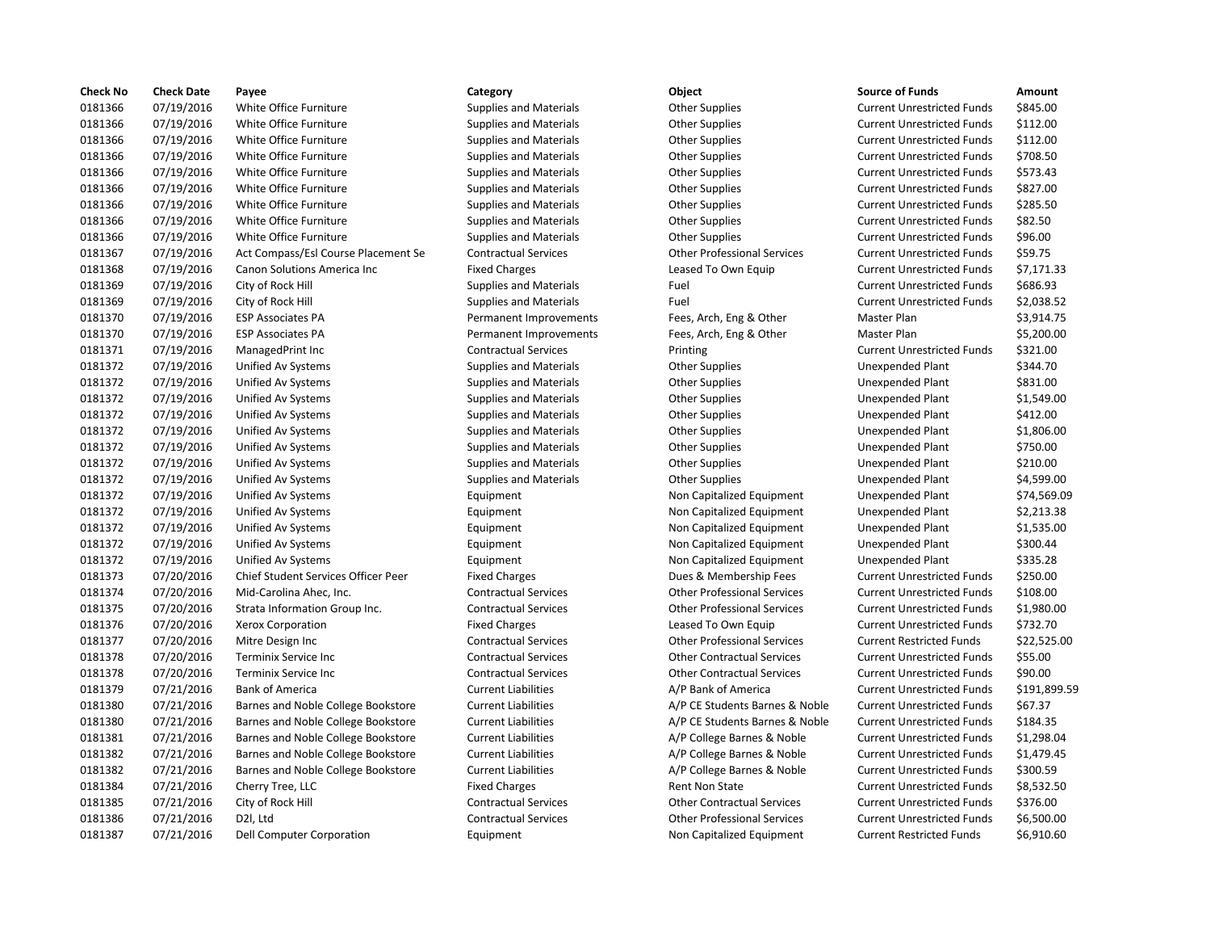| Check No | Check Date | Payee | Category | Object | Source of Funds | Amount |
|---|---|---|---|---|---|---|
| 0181366 | 07/19/2016 | White Office Furniture | Supplies and Materials | Other Supplies | Current Unrestricted Funds | $845.00 |
| 0181366 | 07/19/2016 | White Office Furniture | Supplies and Materials | Other Supplies | Current Unrestricted Funds | $112.00 |
| 0181366 | 07/19/2016 | White Office Furniture | Supplies and Materials | Other Supplies | Current Unrestricted Funds | $112.00 |
| 0181366 | 07/19/2016 | White Office Furniture | Supplies and Materials | Other Supplies | Current Unrestricted Funds | $708.50 |
| 0181366 | 07/19/2016 | White Office Furniture | Supplies and Materials | Other Supplies | Current Unrestricted Funds | $573.43 |
| 0181366 | 07/19/2016 | White Office Furniture | Supplies and Materials | Other Supplies | Current Unrestricted Funds | $827.00 |
| 0181366 | 07/19/2016 | White Office Furniture | Supplies and Materials | Other Supplies | Current Unrestricted Funds | $285.50 |
| 0181366 | 07/19/2016 | White Office Furniture | Supplies and Materials | Other Supplies | Current Unrestricted Funds | $82.50 |
| 0181366 | 07/19/2016 | White Office Furniture | Supplies and Materials | Other Supplies | Current Unrestricted Funds | $96.00 |
| 0181367 | 07/19/2016 | Act Compass/Esl Course Placement Se | Contractual Services | Other Professional Services | Current Unrestricted Funds | $59.75 |
| 0181368 | 07/19/2016 | Canon Solutions America Inc | Fixed Charges | Leased To Own Equip | Current Unrestricted Funds | $7,171.33 |
| 0181369 | 07/19/2016 | City of Rock Hill | Supplies and Materials | Fuel | Current Unrestricted Funds | $686.93 |
| 0181369 | 07/19/2016 | City of Rock Hill | Supplies and Materials | Fuel | Current Unrestricted Funds | $2,038.52 |
| 0181370 | 07/19/2016 | ESP Associates PA | Permanent Improvements | Fees, Arch, Eng & Other | Master Plan | $3,914.75 |
| 0181370 | 07/19/2016 | ESP Associates PA | Permanent Improvements | Fees, Arch, Eng & Other | Master Plan | $5,200.00 |
| 0181371 | 07/19/2016 | ManagedPrint Inc | Contractual Services | Printing | Current Unrestricted Funds | $321.00 |
| 0181372 | 07/19/2016 | Unified Av Systems | Supplies and Materials | Other Supplies | Unexpended Plant | $344.70 |
| 0181372 | 07/19/2016 | Unified Av Systems | Supplies and Materials | Other Supplies | Unexpended Plant | $831.00 |
| 0181372 | 07/19/2016 | Unified Av Systems | Supplies and Materials | Other Supplies | Unexpended Plant | $1,549.00 |
| 0181372 | 07/19/2016 | Unified Av Systems | Supplies and Materials | Other Supplies | Unexpended Plant | $412.00 |
| 0181372 | 07/19/2016 | Unified Av Systems | Supplies and Materials | Other Supplies | Unexpended Plant | $1,806.00 |
| 0181372 | 07/19/2016 | Unified Av Systems | Supplies and Materials | Other Supplies | Unexpended Plant | $750.00 |
| 0181372 | 07/19/2016 | Unified Av Systems | Supplies and Materials | Other Supplies | Unexpended Plant | $210.00 |
| 0181372 | 07/19/2016 | Unified Av Systems | Supplies and Materials | Other Supplies | Unexpended Plant | $4,599.00 |
| 0181372 | 07/19/2016 | Unified Av Systems | Equipment | Non Capitalized Equipment | Unexpended Plant | $74,569.09 |
| 0181372 | 07/19/2016 | Unified Av Systems | Equipment | Non Capitalized Equipment | Unexpended Plant | $2,213.38 |
| 0181372 | 07/19/2016 | Unified Av Systems | Equipment | Non Capitalized Equipment | Unexpended Plant | $1,535.00 |
| 0181372 | 07/19/2016 | Unified Av Systems | Equipment | Non Capitalized Equipment | Unexpended Plant | $300.44 |
| 0181372 | 07/19/2016 | Unified Av Systems | Equipment | Non Capitalized Equipment | Unexpended Plant | $335.28 |
| 0181373 | 07/20/2016 | Chief Student Services Officer Peer | Fixed Charges | Dues & Membership Fees | Current Unrestricted Funds | $250.00 |
| 0181374 | 07/20/2016 | Mid-Carolina Ahec, Inc. | Contractual Services | Other Professional Services | Current Unrestricted Funds | $108.00 |
| 0181375 | 07/20/2016 | Strata Information Group Inc. | Contractual Services | Other Professional Services | Current Unrestricted Funds | $1,980.00 |
| 0181376 | 07/20/2016 | Xerox Corporation | Fixed Charges | Leased To Own Equip | Current Unrestricted Funds | $732.70 |
| 0181377 | 07/20/2016 | Mitre Design Inc | Contractual Services | Other Professional Services | Current Restricted Funds | $22,525.00 |
| 0181378 | 07/20/2016 | Terminix Service Inc | Contractual Services | Other Contractual Services | Current Unrestricted Funds | $55.00 |
| 0181378 | 07/20/2016 | Terminix Service Inc | Contractual Services | Other Contractual Services | Current Unrestricted Funds | $90.00 |
| 0181379 | 07/21/2016 | Bank of America | Current Liabilities | A/P Bank of America | Current Unrestricted Funds | $191,899.59 |
| 0181380 | 07/21/2016 | Barnes and Noble College Bookstore | Current Liabilities | A/P CE Students Barnes & Noble | Current Unrestricted Funds | $67.37 |
| 0181380 | 07/21/2016 | Barnes and Noble College Bookstore | Current Liabilities | A/P CE Students Barnes & Noble | Current Unrestricted Funds | $184.35 |
| 0181381 | 07/21/2016 | Barnes and Noble College Bookstore | Current Liabilities | A/P College Barnes & Noble | Current Unrestricted Funds | $1,298.04 |
| 0181382 | 07/21/2016 | Barnes and Noble College Bookstore | Current Liabilities | A/P College Barnes & Noble | Current Unrestricted Funds | $1,479.45 |
| 0181382 | 07/21/2016 | Barnes and Noble College Bookstore | Current Liabilities | A/P College Barnes & Noble | Current Unrestricted Funds | $300.59 |
| 0181384 | 07/21/2016 | Cherry Tree, LLC | Fixed Charges | Rent Non State | Current Unrestricted Funds | $8,532.50 |
| 0181385 | 07/21/2016 | City of Rock Hill | Contractual Services | Other Contractual Services | Current Unrestricted Funds | $376.00 |
| 0181386 | 07/21/2016 | D2l, Ltd | Contractual Services | Other Professional Services | Current Unrestricted Funds | $6,500.00 |
| 0181387 | 07/21/2016 | Dell Computer Corporation | Equipment | Non Capitalized Equipment | Current Restricted Funds | $6,910.60 |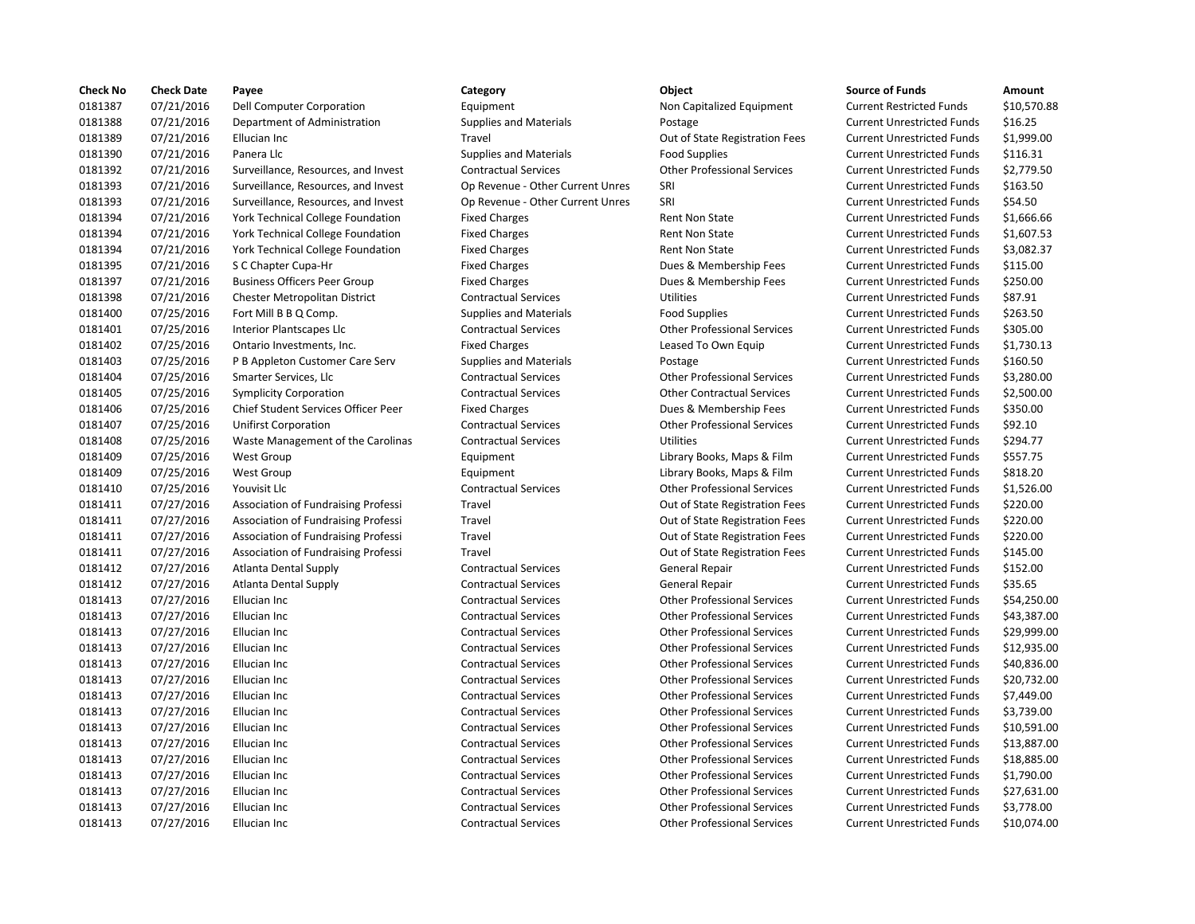| Check No | Check Date | Payee | Category | Object | Source of Funds | Amount |
|---|---|---|---|---|---|---|
| 0181387 | 07/21/2016 | Dell Computer Corporation | Equipment | Non Capitalized Equipment | Current Restricted Funds | $10,570.88 |
| 0181388 | 07/21/2016 | Department of Administration | Supplies and Materials | Postage | Current Unrestricted Funds | $16.25 |
| 0181389 | 07/21/2016 | Ellucian Inc | Travel | Out of State Registration Fees | Current Unrestricted Funds | $1,999.00 |
| 0181390 | 07/21/2016 | Panera Llc | Supplies and Materials | Food Supplies | Current Unrestricted Funds | $116.31 |
| 0181392 | 07/21/2016 | Surveillance, Resources, and Invest | Contractual Services | Other Professional Services | Current Unrestricted Funds | $2,779.50 |
| 0181393 | 07/21/2016 | Surveillance, Resources, and Invest | Op Revenue - Other Current Unres | SRI | Current Unrestricted Funds | $163.50 |
| 0181393 | 07/21/2016 | Surveillance, Resources, and Invest | Op Revenue - Other Current Unres | SRI | Current Unrestricted Funds | $54.50 |
| 0181394 | 07/21/2016 | York Technical College Foundation | Fixed Charges | Rent Non State | Current Unrestricted Funds | $1,666.66 |
| 0181394 | 07/21/2016 | York Technical College Foundation | Fixed Charges | Rent Non State | Current Unrestricted Funds | $1,607.53 |
| 0181394 | 07/21/2016 | York Technical College Foundation | Fixed Charges | Rent Non State | Current Unrestricted Funds | $3,082.37 |
| 0181395 | 07/21/2016 | S C Chapter Cupa-Hr | Fixed Charges | Dues & Membership Fees | Current Unrestricted Funds | $115.00 |
| 0181397 | 07/21/2016 | Business Officers Peer Group | Fixed Charges | Dues & Membership Fees | Current Unrestricted Funds | $250.00 |
| 0181398 | 07/21/2016 | Chester Metropolitan District | Contractual Services | Utilities | Current Unrestricted Funds | $87.91 |
| 0181400 | 07/25/2016 | Fort Mill B B Q Comp. | Supplies and Materials | Food Supplies | Current Unrestricted Funds | $263.50 |
| 0181401 | 07/25/2016 | Interior Plantscapes Llc | Contractual Services | Other Professional Services | Current Unrestricted Funds | $305.00 |
| 0181402 | 07/25/2016 | Ontario Investments, Inc. | Fixed Charges | Leased To Own Equip | Current Unrestricted Funds | $1,730.13 |
| 0181403 | 07/25/2016 | P B Appleton Customer Care Serv | Supplies and Materials | Postage | Current Unrestricted Funds | $160.50 |
| 0181404 | 07/25/2016 | Smarter Services, Llc | Contractual Services | Other Professional Services | Current Unrestricted Funds | $3,280.00 |
| 0181405 | 07/25/2016 | Symplicity Corporation | Contractual Services | Other Contractual Services | Current Unrestricted Funds | $2,500.00 |
| 0181406 | 07/25/2016 | Chief Student Services Officer Peer | Fixed Charges | Dues & Membership Fees | Current Unrestricted Funds | $350.00 |
| 0181407 | 07/25/2016 | Unifirst Corporation | Contractual Services | Other Professional Services | Current Unrestricted Funds | $92.10 |
| 0181408 | 07/25/2016 | Waste Management of the Carolinas | Contractual Services | Utilities | Current Unrestricted Funds | $294.77 |
| 0181409 | 07/25/2016 | West Group | Equipment | Library Books, Maps & Film | Current Unrestricted Funds | $557.75 |
| 0181409 | 07/25/2016 | West Group | Equipment | Library Books, Maps & Film | Current Unrestricted Funds | $818.20 |
| 0181410 | 07/25/2016 | Youvisit Llc | Contractual Services | Other Professional Services | Current Unrestricted Funds | $1,526.00 |
| 0181411 | 07/27/2016 | Association of Fundraising Professi | Travel | Out of State Registration Fees | Current Unrestricted Funds | $220.00 |
| 0181411 | 07/27/2016 | Association of Fundraising Professi | Travel | Out of State Registration Fees | Current Unrestricted Funds | $220.00 |
| 0181411 | 07/27/2016 | Association of Fundraising Professi | Travel | Out of State Registration Fees | Current Unrestricted Funds | $220.00 |
| 0181411 | 07/27/2016 | Association of Fundraising Professi | Travel | Out of State Registration Fees | Current Unrestricted Funds | $145.00 |
| 0181412 | 07/27/2016 | Atlanta Dental Supply | Contractual Services | General Repair | Current Unrestricted Funds | $152.00 |
| 0181412 | 07/27/2016 | Atlanta Dental Supply | Contractual Services | General Repair | Current Unrestricted Funds | $35.65 |
| 0181413 | 07/27/2016 | Ellucian Inc | Contractual Services | Other Professional Services | Current Unrestricted Funds | $54,250.00 |
| 0181413 | 07/27/2016 | Ellucian Inc | Contractual Services | Other Professional Services | Current Unrestricted Funds | $43,387.00 |
| 0181413 | 07/27/2016 | Ellucian Inc | Contractual Services | Other Professional Services | Current Unrestricted Funds | $29,999.00 |
| 0181413 | 07/27/2016 | Ellucian Inc | Contractual Services | Other Professional Services | Current Unrestricted Funds | $12,935.00 |
| 0181413 | 07/27/2016 | Ellucian Inc | Contractual Services | Other Professional Services | Current Unrestricted Funds | $40,836.00 |
| 0181413 | 07/27/2016 | Ellucian Inc | Contractual Services | Other Professional Services | Current Unrestricted Funds | $20,732.00 |
| 0181413 | 07/27/2016 | Ellucian Inc | Contractual Services | Other Professional Services | Current Unrestricted Funds | $7,449.00 |
| 0181413 | 07/27/2016 | Ellucian Inc | Contractual Services | Other Professional Services | Current Unrestricted Funds | $3,739.00 |
| 0181413 | 07/27/2016 | Ellucian Inc | Contractual Services | Other Professional Services | Current Unrestricted Funds | $10,591.00 |
| 0181413 | 07/27/2016 | Ellucian Inc | Contractual Services | Other Professional Services | Current Unrestricted Funds | $13,887.00 |
| 0181413 | 07/27/2016 | Ellucian Inc | Contractual Services | Other Professional Services | Current Unrestricted Funds | $18,885.00 |
| 0181413 | 07/27/2016 | Ellucian Inc | Contractual Services | Other Professional Services | Current Unrestricted Funds | $1,790.00 |
| 0181413 | 07/27/2016 | Ellucian Inc | Contractual Services | Other Professional Services | Current Unrestricted Funds | $27,631.00 |
| 0181413 | 07/27/2016 | Ellucian Inc | Contractual Services | Other Professional Services | Current Unrestricted Funds | $3,778.00 |
| 0181413 | 07/27/2016 | Ellucian Inc | Contractual Services | Other Professional Services | Current Unrestricted Funds | $10,074.00 |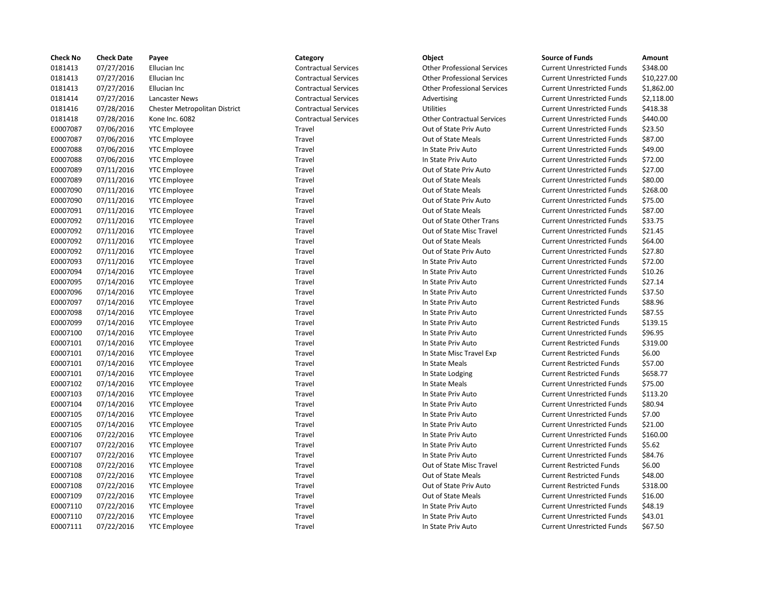| Check No | Check Date | Payee | Category | Object | Source of Funds | Amount |
|---|---|---|---|---|---|---|
| 0181413 | 07/27/2016 | Ellucian Inc | Contractual Services | Other Professional Services | Current Unrestricted Funds | $348.00 |
| 0181413 | 07/27/2016 | Ellucian Inc | Contractual Services | Other Professional Services | Current Unrestricted Funds | $10,227.00 |
| 0181413 | 07/27/2016 | Ellucian Inc | Contractual Services | Other Professional Services | Current Unrestricted Funds | $1,862.00 |
| 0181414 | 07/27/2016 | Lancaster News | Contractual Services | Advertising | Current Unrestricted Funds | $2,118.00 |
| 0181416 | 07/28/2016 | Chester Metropolitan District | Contractual Services | Utilities | Current Unrestricted Funds | $418.38 |
| 0181418 | 07/28/2016 | Kone Inc. 6082 | Contractual Services | Other Contractual Services | Current Unrestricted Funds | $440.00 |
| E0007087 | 07/06/2016 | YTC Employee | Travel | Out of State Priv Auto | Current Unrestricted Funds | $23.50 |
| E0007087 | 07/06/2016 | YTC Employee | Travel | Out of State Meals | Current Unrestricted Funds | $87.00 |
| E0007088 | 07/06/2016 | YTC Employee | Travel | In State Priv Auto | Current Unrestricted Funds | $49.00 |
| E0007088 | 07/06/2016 | YTC Employee | Travel | In State Priv Auto | Current Unrestricted Funds | $72.00 |
| E0007089 | 07/11/2016 | YTC Employee | Travel | Out of State Priv Auto | Current Unrestricted Funds | $27.00 |
| E0007089 | 07/11/2016 | YTC Employee | Travel | Out of State Meals | Current Unrestricted Funds | $80.00 |
| E0007090 | 07/11/2016 | YTC Employee | Travel | Out of State Meals | Current Unrestricted Funds | $268.00 |
| E0007090 | 07/11/2016 | YTC Employee | Travel | Out of State Priv Auto | Current Unrestricted Funds | $75.00 |
| E0007091 | 07/11/2016 | YTC Employee | Travel | Out of State Meals | Current Unrestricted Funds | $87.00 |
| E0007092 | 07/11/2016 | YTC Employee | Travel | Out of State Other Trans | Current Unrestricted Funds | $33.75 |
| E0007092 | 07/11/2016 | YTC Employee | Travel | Out of State Misc Travel | Current Unrestricted Funds | $21.45 |
| E0007092 | 07/11/2016 | YTC Employee | Travel | Out of State Meals | Current Unrestricted Funds | $64.00 |
| E0007092 | 07/11/2016 | YTC Employee | Travel | Out of State Priv Auto | Current Unrestricted Funds | $27.80 |
| E0007093 | 07/11/2016 | YTC Employee | Travel | In State Priv Auto | Current Unrestricted Funds | $72.00 |
| E0007094 | 07/14/2016 | YTC Employee | Travel | In State Priv Auto | Current Unrestricted Funds | $10.26 |
| E0007095 | 07/14/2016 | YTC Employee | Travel | In State Priv Auto | Current Unrestricted Funds | $27.14 |
| E0007096 | 07/14/2016 | YTC Employee | Travel | In State Priv Auto | Current Unrestricted Funds | $37.50 |
| E0007097 | 07/14/2016 | YTC Employee | Travel | In State Priv Auto | Current Restricted Funds | $88.96 |
| E0007098 | 07/14/2016 | YTC Employee | Travel | In State Priv Auto | Current Unrestricted Funds | $87.55 |
| E0007099 | 07/14/2016 | YTC Employee | Travel | In State Priv Auto | Current Restricted Funds | $139.15 |
| E0007100 | 07/14/2016 | YTC Employee | Travel | In State Priv Auto | Current Unrestricted Funds | $96.95 |
| E0007101 | 07/14/2016 | YTC Employee | Travel | In State Priv Auto | Current Restricted Funds | $319.00 |
| E0007101 | 07/14/2016 | YTC Employee | Travel | In State Misc Travel Exp | Current Restricted Funds | $6.00 |
| E0007101 | 07/14/2016 | YTC Employee | Travel | In State Meals | Current Restricted Funds | $57.00 |
| E0007101 | 07/14/2016 | YTC Employee | Travel | In State Lodging | Current Restricted Funds | $658.77 |
| E0007102 | 07/14/2016 | YTC Employee | Travel | In State Meals | Current Unrestricted Funds | $75.00 |
| E0007103 | 07/14/2016 | YTC Employee | Travel | In State Priv Auto | Current Unrestricted Funds | $113.20 |
| E0007104 | 07/14/2016 | YTC Employee | Travel | In State Priv Auto | Current Unrestricted Funds | $80.94 |
| E0007105 | 07/14/2016 | YTC Employee | Travel | In State Priv Auto | Current Unrestricted Funds | $7.00 |
| E0007105 | 07/14/2016 | YTC Employee | Travel | In State Priv Auto | Current Unrestricted Funds | $21.00 |
| E0007106 | 07/22/2016 | YTC Employee | Travel | In State Priv Auto | Current Unrestricted Funds | $160.00 |
| E0007107 | 07/22/2016 | YTC Employee | Travel | In State Priv Auto | Current Unrestricted Funds | $5.62 |
| E0007107 | 07/22/2016 | YTC Employee | Travel | In State Priv Auto | Current Unrestricted Funds | $84.76 |
| E0007108 | 07/22/2016 | YTC Employee | Travel | Out of State Misc Travel | Current Restricted Funds | $6.00 |
| E0007108 | 07/22/2016 | YTC Employee | Travel | Out of State Meals | Current Restricted Funds | $48.00 |
| E0007108 | 07/22/2016 | YTC Employee | Travel | Out of State Priv Auto | Current Restricted Funds | $318.00 |
| E0007109 | 07/22/2016 | YTC Employee | Travel | Out of State Meals | Current Unrestricted Funds | $16.00 |
| E0007110 | 07/22/2016 | YTC Employee | Travel | In State Priv Auto | Current Unrestricted Funds | $48.19 |
| E0007110 | 07/22/2016 | YTC Employee | Travel | In State Priv Auto | Current Unrestricted Funds | $43.01 |
| E0007111 | 07/22/2016 | YTC Employee | Travel | In State Priv Auto | Current Unrestricted Funds | $67.50 |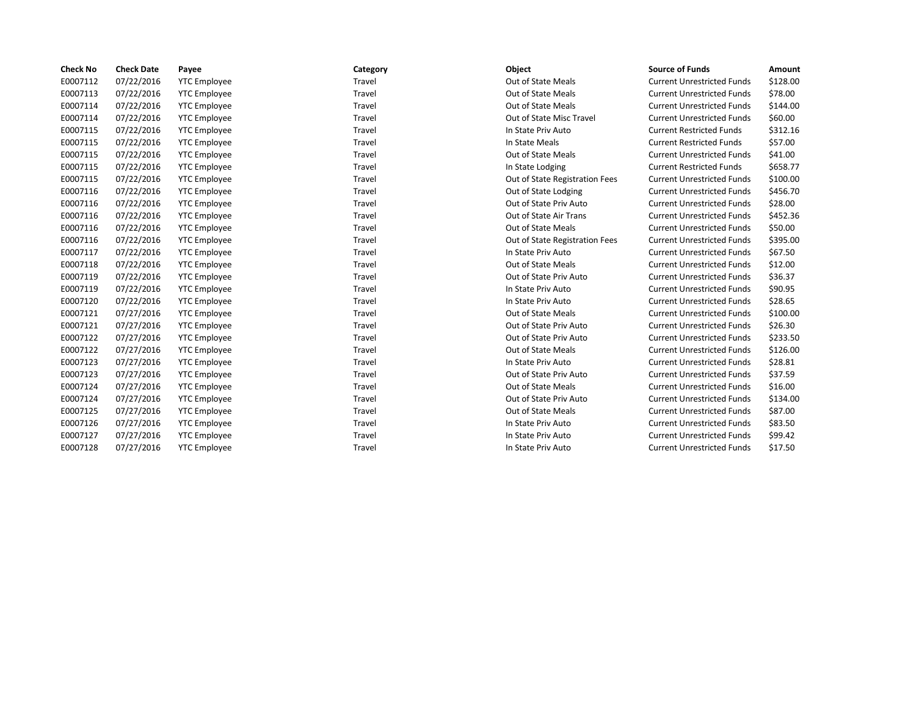| Check No | Check Date | Payee | Category | Object | Source of Funds | Amount |
| --- | --- | --- | --- | --- | --- | --- |
| E0007112 | 07/22/2016 | YTC Employee | Travel | Out of State Meals | Current Unrestricted Funds | $128.00 |
| E0007113 | 07/22/2016 | YTC Employee | Travel | Out of State Meals | Current Unrestricted Funds | $78.00 |
| E0007114 | 07/22/2016 | YTC Employee | Travel | Out of State Meals | Current Unrestricted Funds | $144.00 |
| E0007114 | 07/22/2016 | YTC Employee | Travel | Out of State Misc Travel | Current Unrestricted Funds | $60.00 |
| E0007115 | 07/22/2016 | YTC Employee | Travel | In State Priv Auto | Current Restricted Funds | $312.16 |
| E0007115 | 07/22/2016 | YTC Employee | Travel | In State Meals | Current Restricted Funds | $57.00 |
| E0007115 | 07/22/2016 | YTC Employee | Travel | Out of State Meals | Current Unrestricted Funds | $41.00 |
| E0007115 | 07/22/2016 | YTC Employee | Travel | In State Lodging | Current Restricted Funds | $658.77 |
| E0007115 | 07/22/2016 | YTC Employee | Travel | Out of State Registration Fees | Current Unrestricted Funds | $100.00 |
| E0007116 | 07/22/2016 | YTC Employee | Travel | Out of State Lodging | Current Unrestricted Funds | $456.70 |
| E0007116 | 07/22/2016 | YTC Employee | Travel | Out of State Priv Auto | Current Unrestricted Funds | $28.00 |
| E0007116 | 07/22/2016 | YTC Employee | Travel | Out of State Air Trans | Current Unrestricted Funds | $452.36 |
| E0007116 | 07/22/2016 | YTC Employee | Travel | Out of State Meals | Current Unrestricted Funds | $50.00 |
| E0007116 | 07/22/2016 | YTC Employee | Travel | Out of State Registration Fees | Current Unrestricted Funds | $395.00 |
| E0007117 | 07/22/2016 | YTC Employee | Travel | In State Priv Auto | Current Unrestricted Funds | $67.50 |
| E0007118 | 07/22/2016 | YTC Employee | Travel | Out of State Meals | Current Unrestricted Funds | $12.00 |
| E0007119 | 07/22/2016 | YTC Employee | Travel | Out of State Priv Auto | Current Unrestricted Funds | $36.37 |
| E0007119 | 07/22/2016 | YTC Employee | Travel | In State Priv Auto | Current Unrestricted Funds | $90.95 |
| E0007120 | 07/22/2016 | YTC Employee | Travel | In State Priv Auto | Current Unrestricted Funds | $28.65 |
| E0007121 | 07/27/2016 | YTC Employee | Travel | Out of State Meals | Current Unrestricted Funds | $100.00 |
| E0007121 | 07/27/2016 | YTC Employee | Travel | Out of State Priv Auto | Current Unrestricted Funds | $26.30 |
| E0007122 | 07/27/2016 | YTC Employee | Travel | Out of State Priv Auto | Current Unrestricted Funds | $233.50 |
| E0007122 | 07/27/2016 | YTC Employee | Travel | Out of State Meals | Current Unrestricted Funds | $126.00 |
| E0007123 | 07/27/2016 | YTC Employee | Travel | In State Priv Auto | Current Unrestricted Funds | $28.81 |
| E0007123 | 07/27/2016 | YTC Employee | Travel | Out of State Priv Auto | Current Unrestricted Funds | $37.59 |
| E0007124 | 07/27/2016 | YTC Employee | Travel | Out of State Meals | Current Unrestricted Funds | $16.00 |
| E0007124 | 07/27/2016 | YTC Employee | Travel | Out of State Priv Auto | Current Unrestricted Funds | $134.00 |
| E0007125 | 07/27/2016 | YTC Employee | Travel | Out of State Meals | Current Unrestricted Funds | $87.00 |
| E0007126 | 07/27/2016 | YTC Employee | Travel | In State Priv Auto | Current Unrestricted Funds | $83.50 |
| E0007127 | 07/27/2016 | YTC Employee | Travel | In State Priv Auto | Current Unrestricted Funds | $99.42 |
| E0007128 | 07/27/2016 | YTC Employee | Travel | In State Priv Auto | Current Unrestricted Funds | $17.50 |